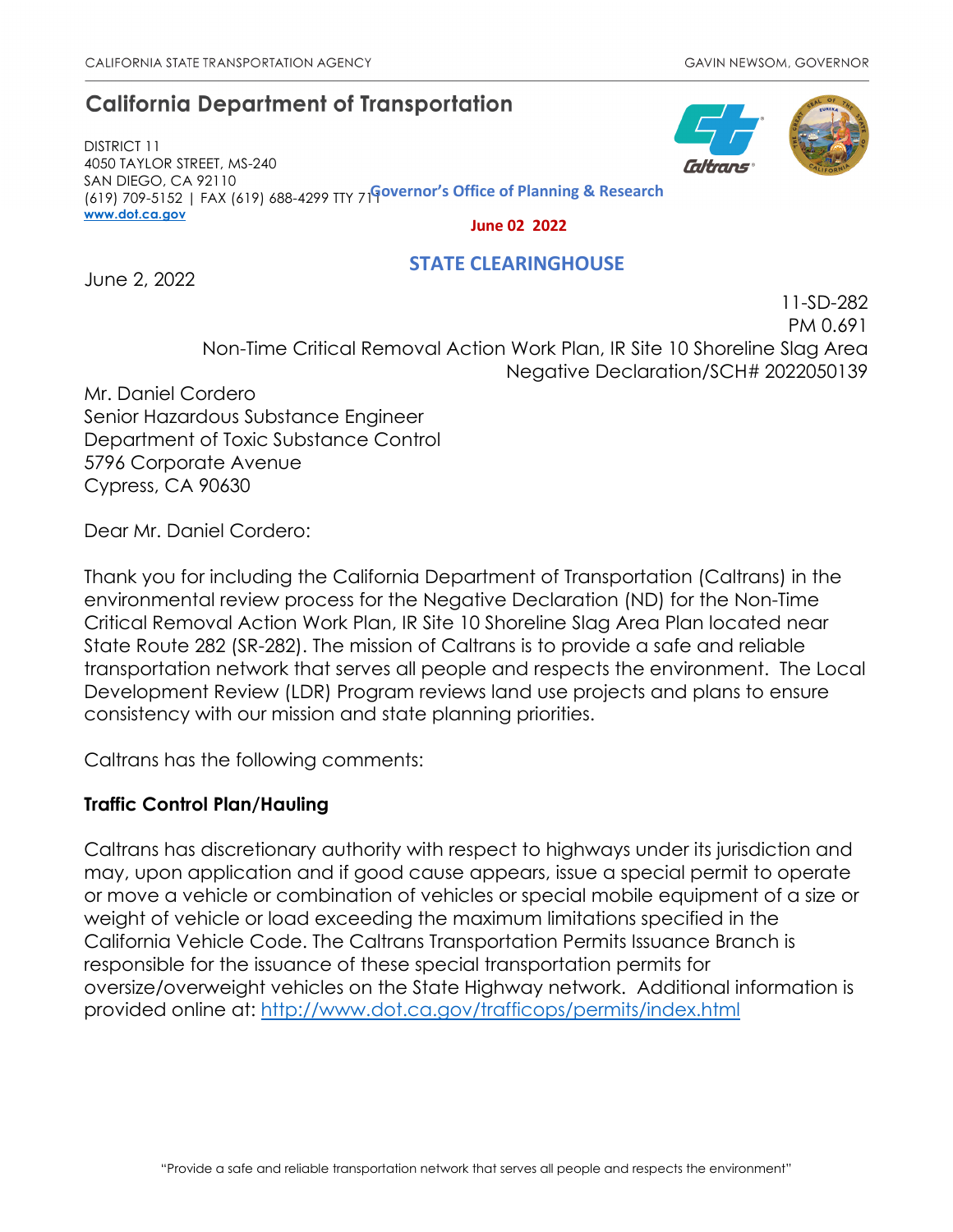CALIFORNIA STATE TRANSPORTATION AGENCY — GAVIN NEWSOM, GOVERNOR

# California Department of Transportation

DISTRICT 11
4050 TAYLOR STREET, MS-240
SAN DIEGO, CA 92110
(619) 709-5152 | FAX (619) 688-4299 TTY 711
www.dot.ca.gov

Governor's Office of Planning & Research

June 02 2022

STATE CLEARINGHOUSE

June 2, 2022

11-SD-282
PM 0.691
Non-Time Critical Removal Action Work Plan, IR Site 10 Shoreline Slag Area
Negative Declaration/SCH# 2022050139

Mr. Daniel Cordero
Senior Hazardous Substance Engineer
Department of Toxic Substance Control
5796 Corporate Avenue
Cypress, CA 90630

Dear Mr. Daniel Cordero:

Thank you for including the California Department of Transportation (Caltrans) in the environmental review process for the Negative Declaration (ND) for the Non-Time Critical Removal Action Work Plan, IR Site 10 Shoreline Slag Area Plan located near State Route 282 (SR-282). The mission of Caltrans is to provide a safe and reliable transportation network that serves all people and respects the environment. The Local Development Review (LDR) Program reviews land use projects and plans to ensure consistency with our mission and state planning priorities.

Caltrans has the following comments:

**Traffic Control Plan/Hauling**

Caltrans has discretionary authority with respect to highways under its jurisdiction and may, upon application and if good cause appears, issue a special permit to operate or move a vehicle or combination of vehicles or special mobile equipment of a size or weight of vehicle or load exceeding the maximum limitations specified in the California Vehicle Code. The Caltrans Transportation Permits Issuance Branch is responsible for the issuance of these special transportation permits for oversize/overweight vehicles on the State Highway network. Additional information is provided online at: http://www.dot.ca.gov/trafficops/permits/index.html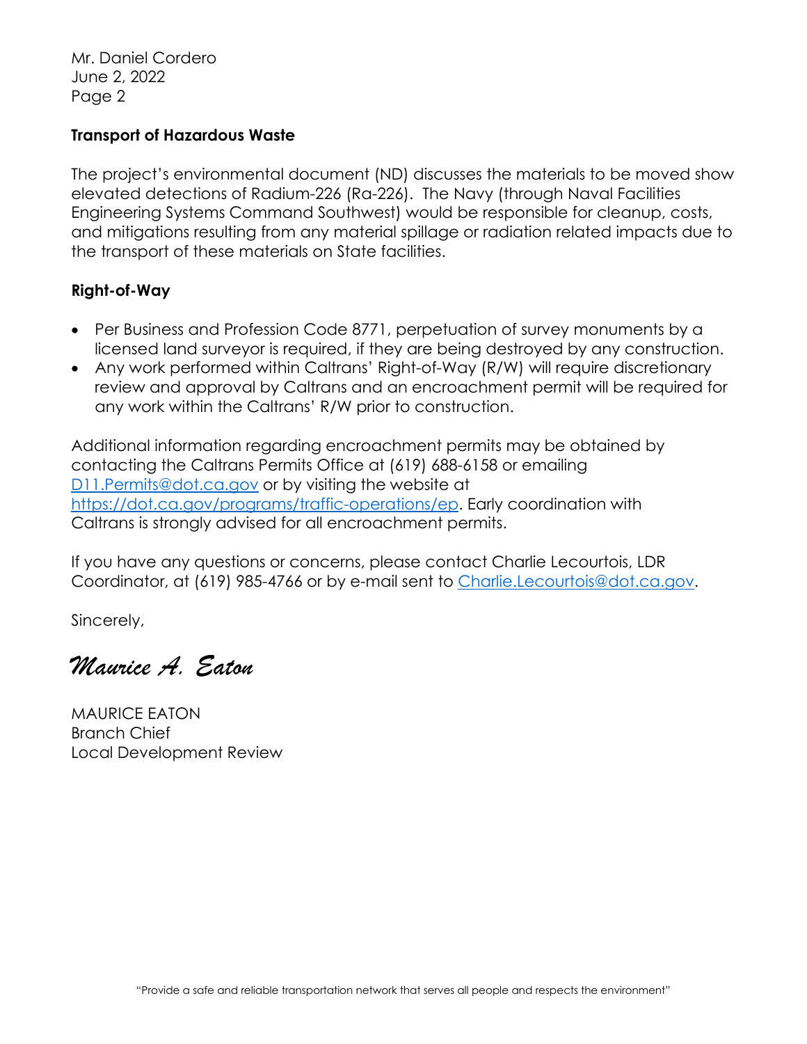Mr. Daniel Cordero
June 2, 2022
Page 2

**Transport of Hazardous Waste**

The project's environmental document (ND) discusses the materials to be moved show elevated detections of Radium-226 (Ra-226). The Navy (through Naval Facilities Engineering Systems Command Southwest) would be responsible for cleanup, costs, and mitigations resulting from any material spillage or radiation related impacts due to the transport of these materials on State facilities.

**Right-of-Way**

- Per Business and Profession Code 8771, perpetuation of survey monuments by a licensed land surveyor is required, if they are being destroyed by any construction.
- Any work performed within Caltrans' Right-of-Way (R/W) will require discretionary review and approval by Caltrans and an encroachment permit will be required for any work within the Caltrans' R/W prior to construction.

Additional information regarding encroachment permits may be obtained by contacting the Caltrans Permits Office at (619) 688-6158 or emailing D11.Permits@dot.ca.gov or by visiting the website at https://dot.ca.gov/programs/traffic-operations/ep. Early coordination with Caltrans is strongly advised for all encroachment permits.

If you have any questions or concerns, please contact Charlie Lecourtois, LDR Coordinator, at (619) 985-4766 or by e-mail sent to Charlie.Lecourtois@dot.ca.gov.

Sincerely,

*Maurice A. Eaton*

MAURICE EATON
Branch Chief
Local Development Review

"Provide a safe and reliable transportation network that serves all people and respects the environment"